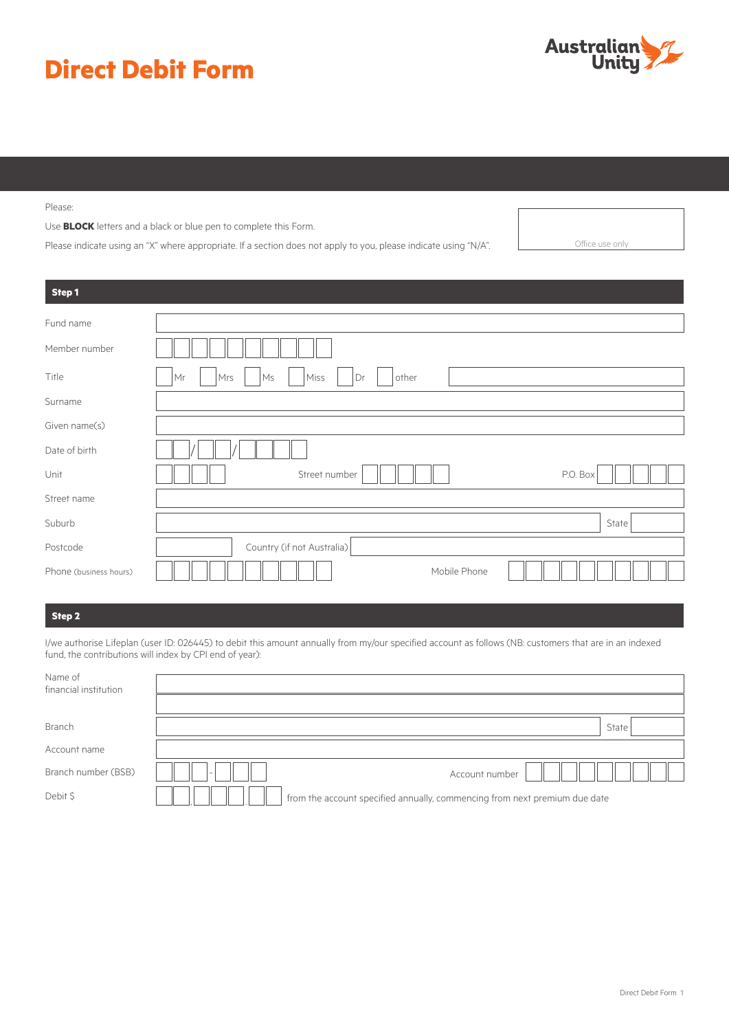# Direct Debit Form

Australian Unity

Please:

Use **BLOCK** letters and a black or blue pen to complete this Form.

Please indicate using an "X" where appropriate. If a section does not apply to you, please indicate using "N/A".

Office use only

## Step 1

| | |
|---|---|
| Fund name | |
| Member number | |
| Title | Mr / Mrs / Ms / Miss / Dr / other |
| Surname | |
| Given name(s) | |
| Date of birth | / / |
| Unit | Street number / P.O. Box |
| Street name | |
| Suburb | State |
| Postcode | Country (if not Australia) |
| Phone (business hours) | Mobile Phone |

## Step 2

I/we authorise Lifeplan (user ID: 026445) to debit this amount annually from my/our specified account as follows (NB: customers that are in an indexed fund, the contributions will index by CPI end of year):

| | |
|---|---|
| Name of financial institution | |
| Branch | State |
| Account name | |
| Branch number (BSB) | - / Account number |
| Debit $ | from the account specified annually, commencing from next premium due date |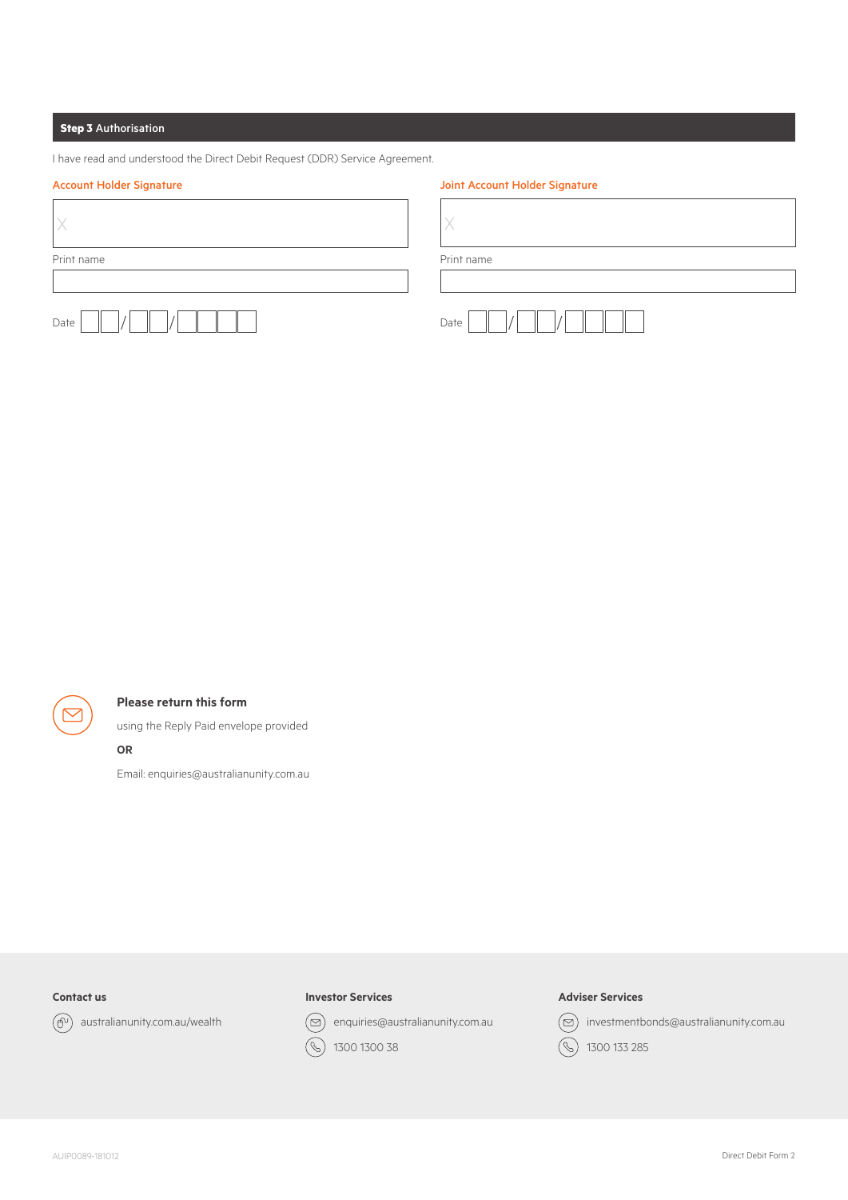## Step 3 Authorisation

I have read and understood the Direct Debit Request (DDR) Service Agreement.

**Account Holder Signature**

X

Print name

Date __ __ / __ __ / __ __ __ __

**Joint Account Holder Signature**

X

Print name

Date __ __ / __ __ / __ __ __ __

**Please return this form**

using the Reply Paid envelope provided

**OR**

Email: enquiries@australianunity.com.au

**Contact us**

australianunity.com.au/wealth

**Investor Services**

enquiries@australianunity.com.au

1300 1300 38

**Adviser Services**

investmentbonds@australianunity.com.au

1300 133 285

AUIP0089-181012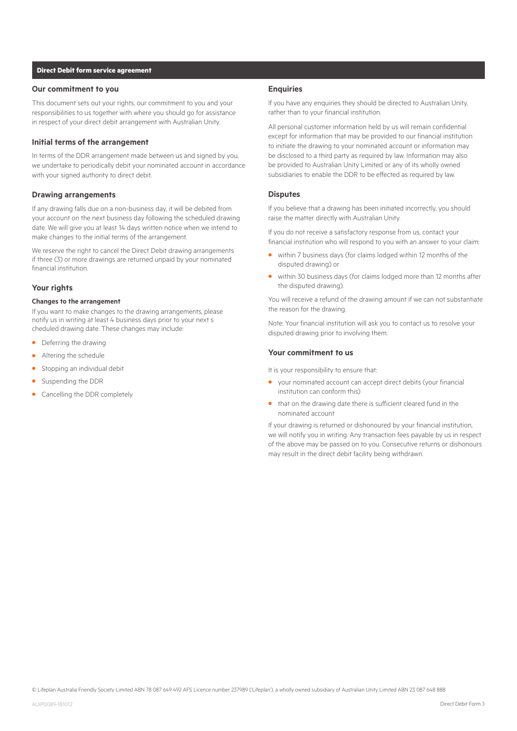## Direct Debit form service agreement

### Our commitment to you

This document sets out your rights, our commitment to you and your responsibilities to us together with where you should go for assistance in respect of your direct debit arrangement with Australian Unity.

### Initial terms of the arrangement

In terms of the DDR arrangement made between us and signed by you, we undertake to periodically debit your nominated account in accordance with your signed authority to direct debit.

### Drawing arrangements

If any drawing falls due on a non-business day, it will be debited from your account on the next business day following the scheduled drawing date. We will give you at least 14 days written notice when we intend to make changes to the initial terms of the arrangement.

We reserve the right to cancel the Direct Debit drawing arrangements if three (3) or more drawings are returned unpaid by your nominated financial institution.

### Your rights

#### Changes to the arrangement

If you want to make changes to the drawing arrangements, please notify us in writing at least 4 business days prior to your next s cheduled drawing date. These changes may include:

- Deferring the drawing
- Altering the schedule
- Stopping an individual debit
- Suspending the DDR
- Cancelling the DDR completely

### Enquiries

If you have any enquiries they should be directed to Australian Unity, rather than to your financial institution.

All personal customer information held by us will remain confidential except for information that may be provided to our financial institution to initiate the drawing to your nominated account or information may be disclosed to a third party as required by law. Information may also be provided to Australian Unity Limited or any of its wholly owned subsidiaries to enable the DDR to be effected as required by law.

### Disputes

If you believe that a drawing has been initiated incorrectly, you should raise the matter directly with Australian Unity.

If you do not receive a satisfactory response from us, contact your financial institution who will respond to you with an answer to your claim:

- within 7 business days (for claims lodged within 12 months of the disputed drawing) or
- within 30 business days (for claims lodged more than 12 months after the disputed drawing).

You will receive a refund of the drawing amount if we can not substantiate the reason for the drawing.

Note: Your financial institution will ask you to contact us to resolve your disputed drawing prior to involving them.

### Your commitment to us

It is your responsibility to ensure that:

- your nominated account can accept direct debits (your financial institution can conform this)
- that on the drawing date there is sufficient cleared fund in the nominated account

If your drawing is returned or dishonoured by your financial institution, we will notify you in writing. Any transaction fees payable by us in respect of the above may be passed on to you. Consecutive returns or dishonours may result in the direct debit facility being withdrawn.

© Lifeplan Australia Friendly Society Limited ABN 78 087 649 492 AFS Licence number 237989 ('Lifeplan'), a wholly owned subsidiary of Australian Unity Limited ABN 23 087 648 888

AUIP0089-181012